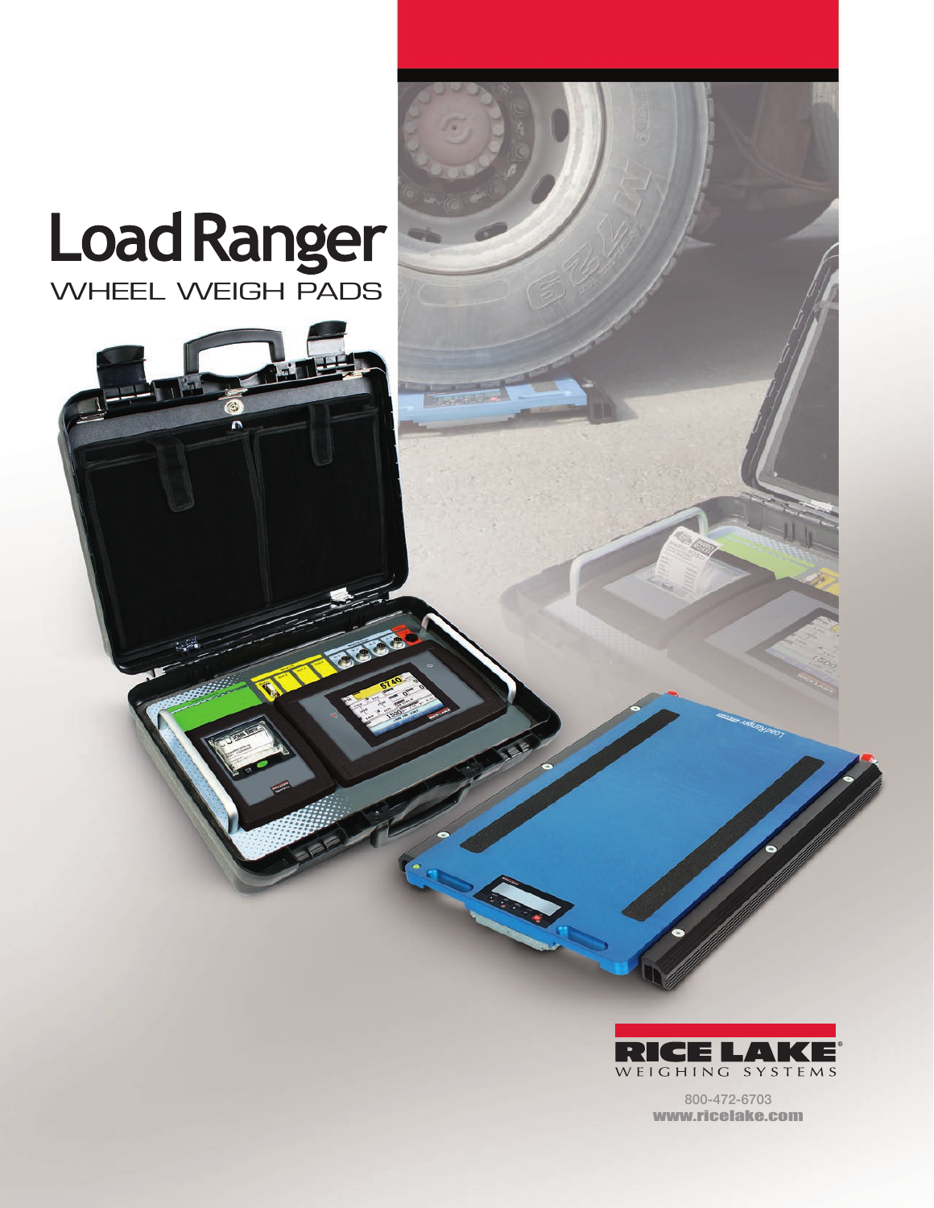# Load Ranger

## WHEEL WEIGH PADS

RICE LAKE
WEIGHING SYSTEMS

800-472-6703
www.ricelake.com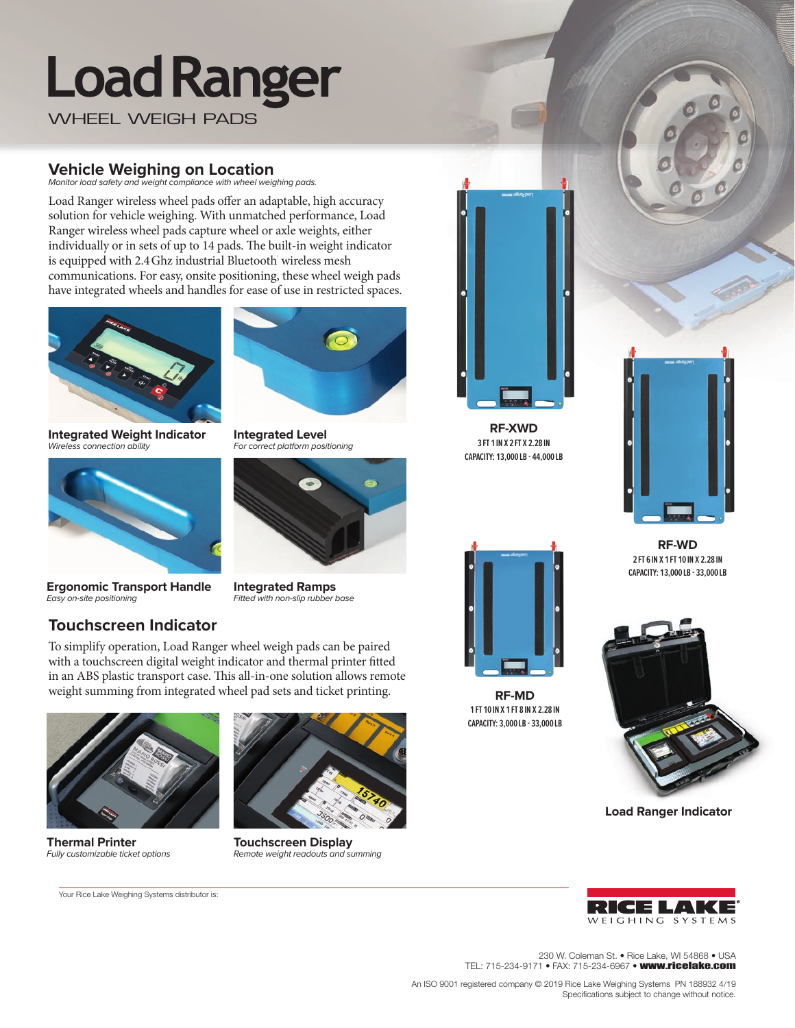# Load Ranger

WHEEL WEIGH PADS

## Vehicle Weighing on Location

*Monitor load safety and weight compliance with wheel weighing pads.*

Load Ranger wireless wheel pads offer an adaptable, high accuracy solution for vehicle weighing. With unmatched performance, Load Ranger wireless wheel pads capture wheel or axle weights, either individually or in sets of up to 14 pads. The built-in weight indicator is equipped with 2.4 Ghz industrial Bluetooth wireless mesh communications. For easy, onsite positioning, these wheel weigh pads have integrated wheels and handles for ease of use in restricted spaces.

**Integrated Weight Indicator**
*Wireless connection ability*

**Integrated Level**
*For correct platform positioning*

**Ergonomic Transport Handle**
*Easy on-site positioning*

**Integrated Ramps**
*Fitted with non-slip rubber base*

## Touchscreen Indicator

To simplify operation, Load Ranger wheel weigh pads can be paired with a touchscreen digital weight indicator and thermal printer fitted in an ABS plastic transport case. This all-in-one solution allows remote weight summing from integrated wheel pad sets and ticket printing.

**Thermal Printer**
*Fully customizable ticket options*

**Touchscreen Display**
*Remote weight readouts and summing*

**RF-XWD**
3 FT 1 IN X 2 FT X 2.28 IN
CAPACITY: 13,000 LB - 44,000 LB

**RF-WD**
2 FT 6 IN X 1 FT 10 IN X 2.28 IN
CAPACITY: 13,000 LB - 33,000 LB

**RF-MD**
1 FT 10 IN X 1 FT 8 IN X 2.28 IN
CAPACITY: 3,000 LB - 33,000 LB

**Load Ranger Indicator**

Your Rice Lake Weighing Systems distributor is:

RICE LAKE WEIGHING SYSTEMS

230 W. Coleman St. • Rice Lake, WI 54868 • USA
TEL: 715-234-9171 • FAX: 715-234-6967 • **www.ricelake.com**

An ISO 9001 registered company © 2019 Rice Lake Weighing Systems PN 188932 4/19
Specifications subject to change without notice.